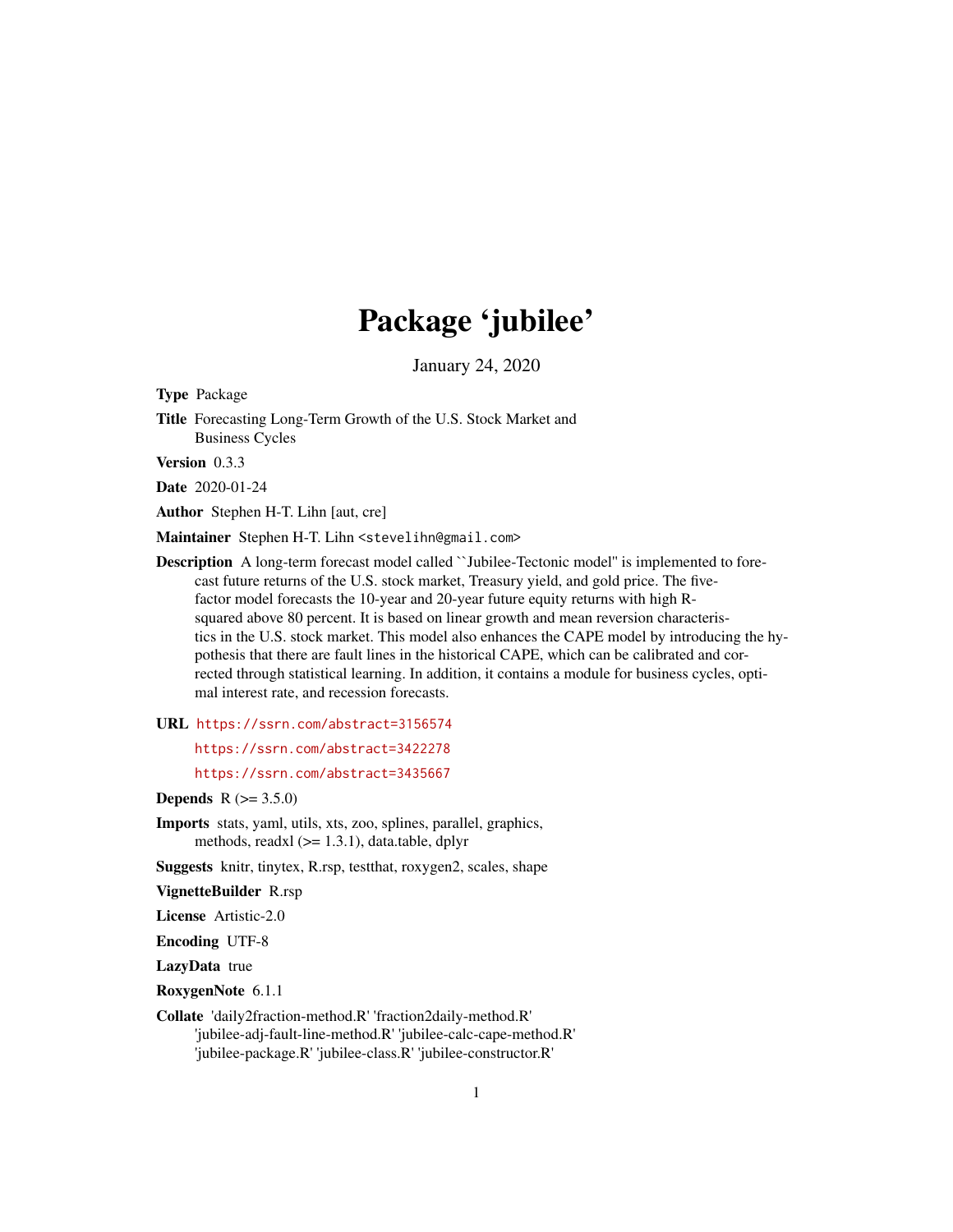# Package 'jubilee'

January 24, 2020

**Type** Package

**Title** Forecasting Long-Term Growth of the U.S. Stock Market and Business Cycles

**Version** 0.3.3

**Date** 2020-01-24

**Author** Stephen H-T. Lihn [aut, cre]

**Maintainer** Stephen H-T. Lihn <stevelihn@gmail.com>

**Description** A long-term forecast model called ``Jubilee-Tectonic model'' is implemented to forecast future returns of the U.S. stock market, Treasury yield, and gold price. The five-factor model forecasts the 10-year and 20-year future equity returns with high R-squared above 80 percent. It is based on linear growth and mean reversion characteristics in the U.S. stock market. This model also enhances the CAPE model by introducing the hypothesis that there are fault lines in the historical CAPE, which can be calibrated and corrected through statistical learning. In addition, it contains a module for business cycles, optimal interest rate, and recession forecasts.

**URL** https://ssrn.com/abstract=3156574

https://ssrn.com/abstract=3422278

https://ssrn.com/abstract=3435667

**Depends** R (>= 3.5.0)

**Imports** stats, yaml, utils, xts, zoo, splines, parallel, graphics, methods, readxl (>= 1.3.1), data.table, dplyr

**Suggests** knitr, tinytex, R.rsp, testthat, roxygen2, scales, shape

**VignetteBuilder** R.rsp

**License** Artistic-2.0

**Encoding** UTF-8

**LazyData** true

**RoxygenNote** 6.1.1

**Collate** 'daily2fraction-method.R' 'fraction2daily-method.R' 'jubilee-adj-fault-line-method.R' 'jubilee-calc-cape-method.R' 'jubilee-package.R' 'jubilee-class.R' 'jubilee-constructor.R'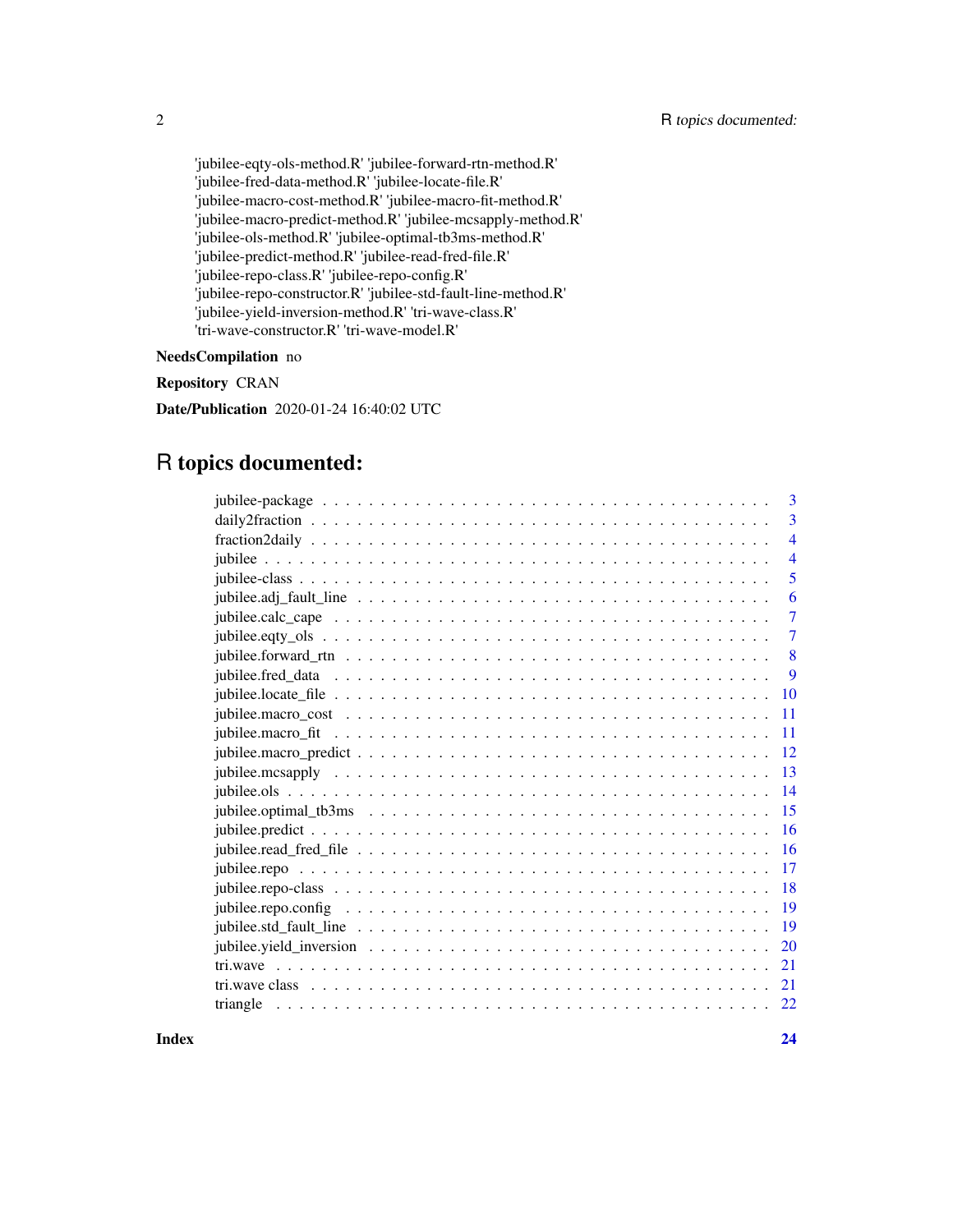'jubilee-eqty-ols-method.R' 'jubilee-forward-rtn-method.R' 'jubilee-fred-data-method.R' 'jubilee-locate-file.R' 'jubilee-macro-cost-method.R' 'jubilee-macro-fit-method.R' 'jubilee-macro-predict-method.R' 'jubilee-mcsapply-method.R' 'jubilee-ols-method.R' 'jubilee-optimal-tb3ms-method.R' 'jubilee-predict-method.R' 'jubilee-read-fred-file.R' 'jubilee-repo-class.R' 'jubilee-repo-config.R' 'jubilee-repo-constructor.R' 'jubilee-std-fault-line-method.R' 'jubilee-yield-inversion-method.R' 'tri-wave-class.R' 'tri-wave-constructor.R' 'tri-wave-model.R'

**NeedsCompilation** no

**Repository** CRAN

**Date/Publication** 2020-01-24 16:40:02 UTC

# R topics documented:

- jubilee-package . . . . . 3
- daily2fraction . . . . . 3
- fraction2daily . . . . . 4
- jubilee . . . . . 4
- jubilee-class . . . . . 5
- jubilee.adj_fault_line . . . . . 6
- jubilee.calc_cape . . . . . 7
- jubilee.eqty_ols . . . . . 7
- jubilee.forward_rtn . . . . . 8
- jubilee.fred_data . . . . . 9
- jubilee.locate_file . . . . . 10
- jubilee.macro_cost . . . . . 11
- jubilee.macro_fit . . . . . 11
- jubilee.macro_predict . . . . . 12
- jubilee.mcsapply . . . . . 13
- jubilee.ols . . . . . 14
- jubilee.optimal_tb3ms . . . . . 15
- jubilee.predict . . . . . 16
- jubilee.read_fred_file . . . . . 16
- jubilee.repo . . . . . 17
- jubilee.repo-class . . . . . 18
- jubilee.repo.config . . . . . 19
- jubilee.std_fault_line . . . . . 19
- jubilee.yield_inversion . . . . . 20
- tri.wave . . . . . 21
- tri.wave class . . . . . 21
- triangle . . . . . 22

**Index** **24**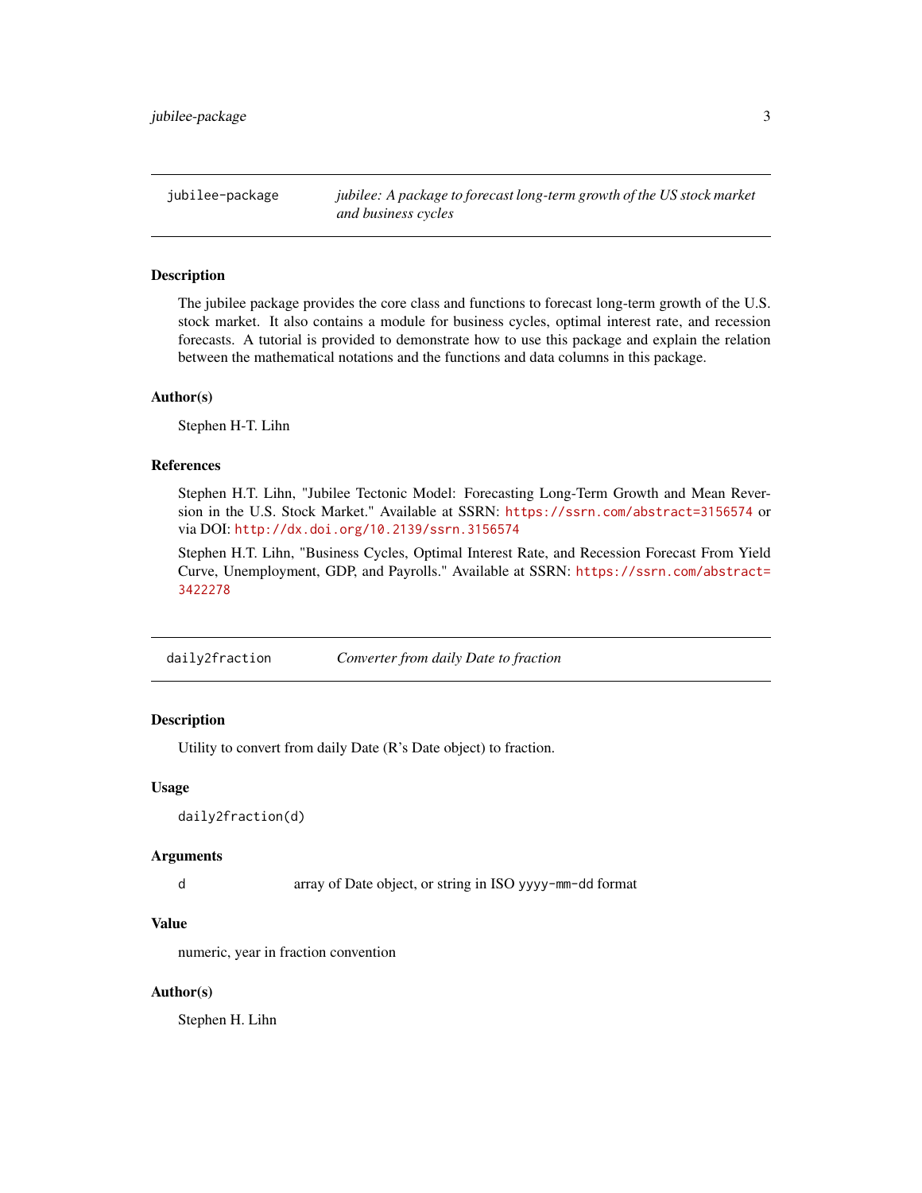## jubilee-package — *jubilee: A package to forecast long-term growth of the US stock market and business cycles*

### Description

The jubilee package provides the core class and functions to forecast long-term growth of the U.S. stock market. It also contains a module for business cycles, optimal interest rate, and recession forecasts. A tutorial is provided to demonstrate how to use this package and explain the relation between the mathematical notations and the functions and data columns in this package.

### Author(s)

Stephen H-T. Lihn

### References

Stephen H.T. Lihn, "Jubilee Tectonic Model: Forecasting Long-Term Growth and Mean Reversion in the U.S. Stock Market." Available at SSRN: https://ssrn.com/abstract=3156574 or via DOI: http://dx.doi.org/10.2139/ssrn.3156574

Stephen H.T. Lihn, "Business Cycles, Optimal Interest Rate, and Recession Forecast From Yield Curve, Unemployment, GDP, and Payrolls." Available at SSRN: https://ssrn.com/abstract=3422278

## daily2fraction — *Converter from daily Date to fraction*

### Description

Utility to convert from daily Date (R's Date object) to fraction.

### Usage

```
daily2fraction(d)
```

### Arguments

| | |
|---|---|
| d | array of Date object, or string in ISO `yyyy-mm-dd` format |

### Value

numeric, year in fraction convention

### Author(s)

Stephen H. Lihn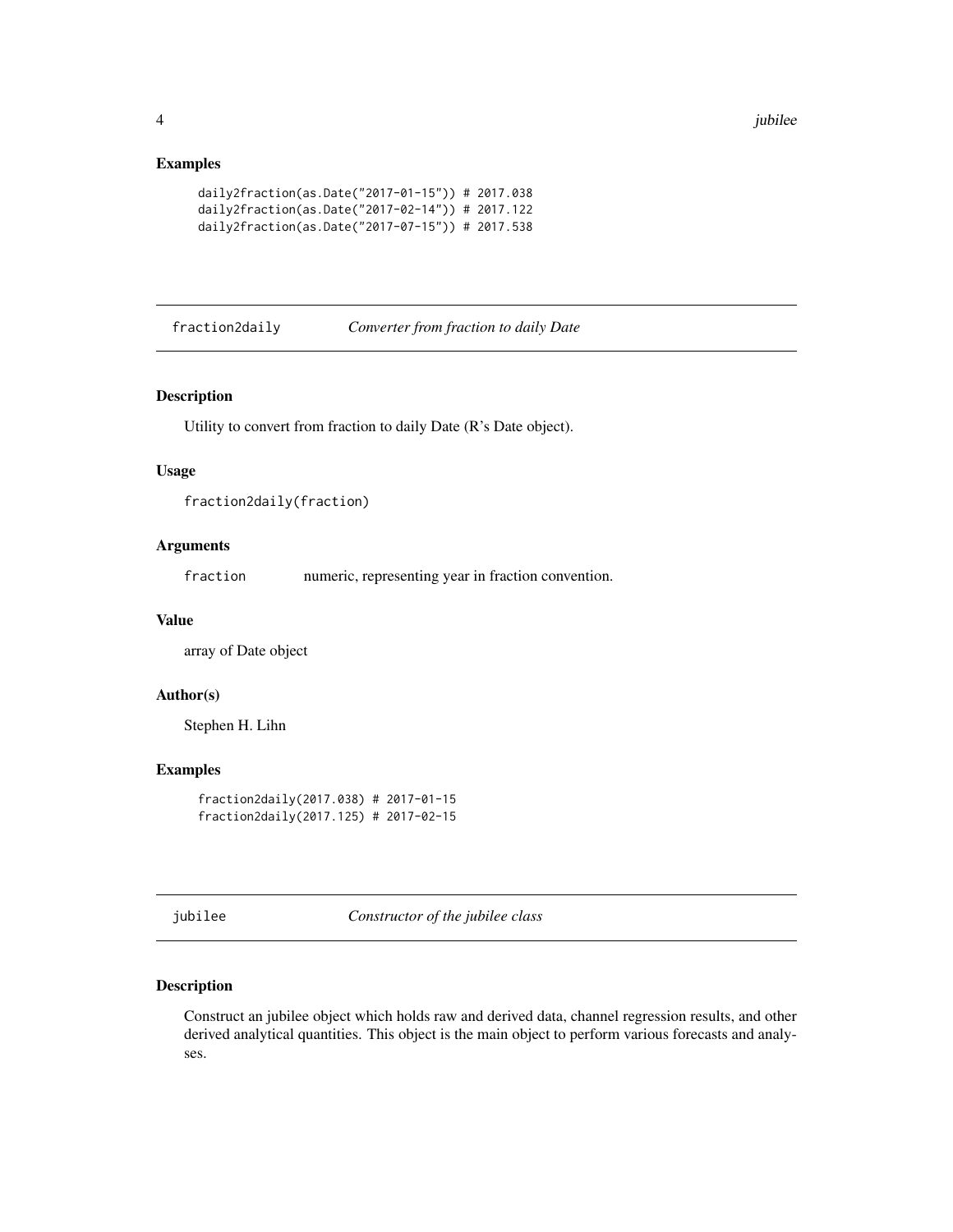## Examples

```
daily2fraction(as.Date("2017-01-15")) # 2017.038
daily2fraction(as.Date("2017-02-14")) # 2017.122
daily2fraction(as.Date("2017-07-15")) # 2017.538
```

---

## fraction2daily *Converter from fraction to daily Date*

### Description

Utility to convert from fraction to daily Date (R's Date object).

### Usage

```
fraction2daily(fraction)
```

### Arguments

| | |
|---|---|
| `fraction` | numeric, representing year in fraction convention. |

### Value

array of Date object

### Author(s)

Stephen H. Lihn

### Examples

```
fraction2daily(2017.038) # 2017-01-15
fraction2daily(2017.125) # 2017-02-15
```

---

## jubilee *Constructor of the jubilee class*

### Description

Construct an jubilee object which holds raw and derived data, channel regression results, and other derived analytical quantities. This object is the main object to perform various forecasts and analyses.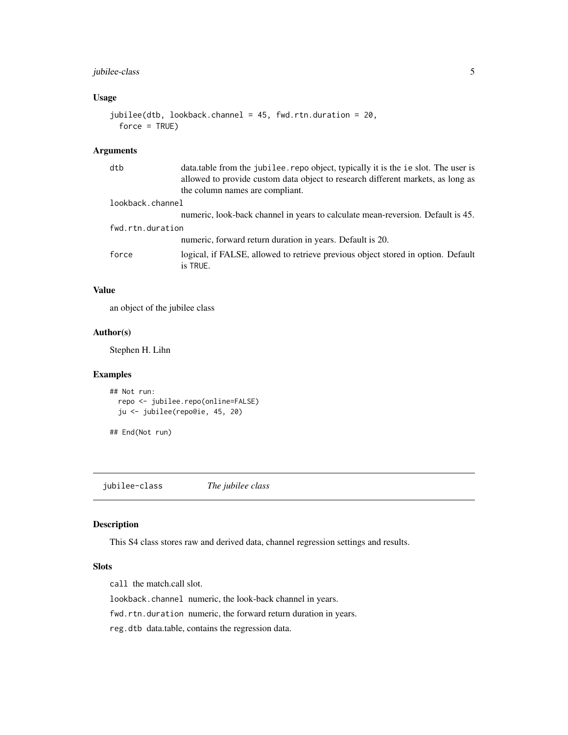### Usage

```
jubilee(dtb, lookback.channel = 45, fwd.rtn.duration = 20,
  force = TRUE)
```

### Arguments

- `dtb` — data.table from the `jubilee.repo` object, typically it is the `ie` slot. The user is allowed to provide custom data object to research different markets, as long as the column names are compliant.
- `lookback.channel` — numeric, look-back channel in years to calculate mean-reversion. Default is 45.
- `fwd.rtn.duration` — numeric, forward return duration in years. Default is 20.
- `force` — logical, if FALSE, allowed to retrieve previous object stored in option. Default is `TRUE`.

### Value

an object of the jubilee class

### Author(s)

Stephen H. Lihn

### Examples

```
## Not run:
  repo <- jubilee.repo(online=FALSE)
  ju <- jubilee(repo@ie, 45, 20)

## End(Not run)
```

---

## jubilee-class — *The jubilee class*

### Description

This S4 class stores raw and derived data, channel regression settings and results.

### Slots

`call` the match.call slot.

`lookback.channel` numeric, the look-back channel in years.

`fwd.rtn.duration` numeric, the forward return duration in years.

`reg.dtb` data.table, contains the regression data.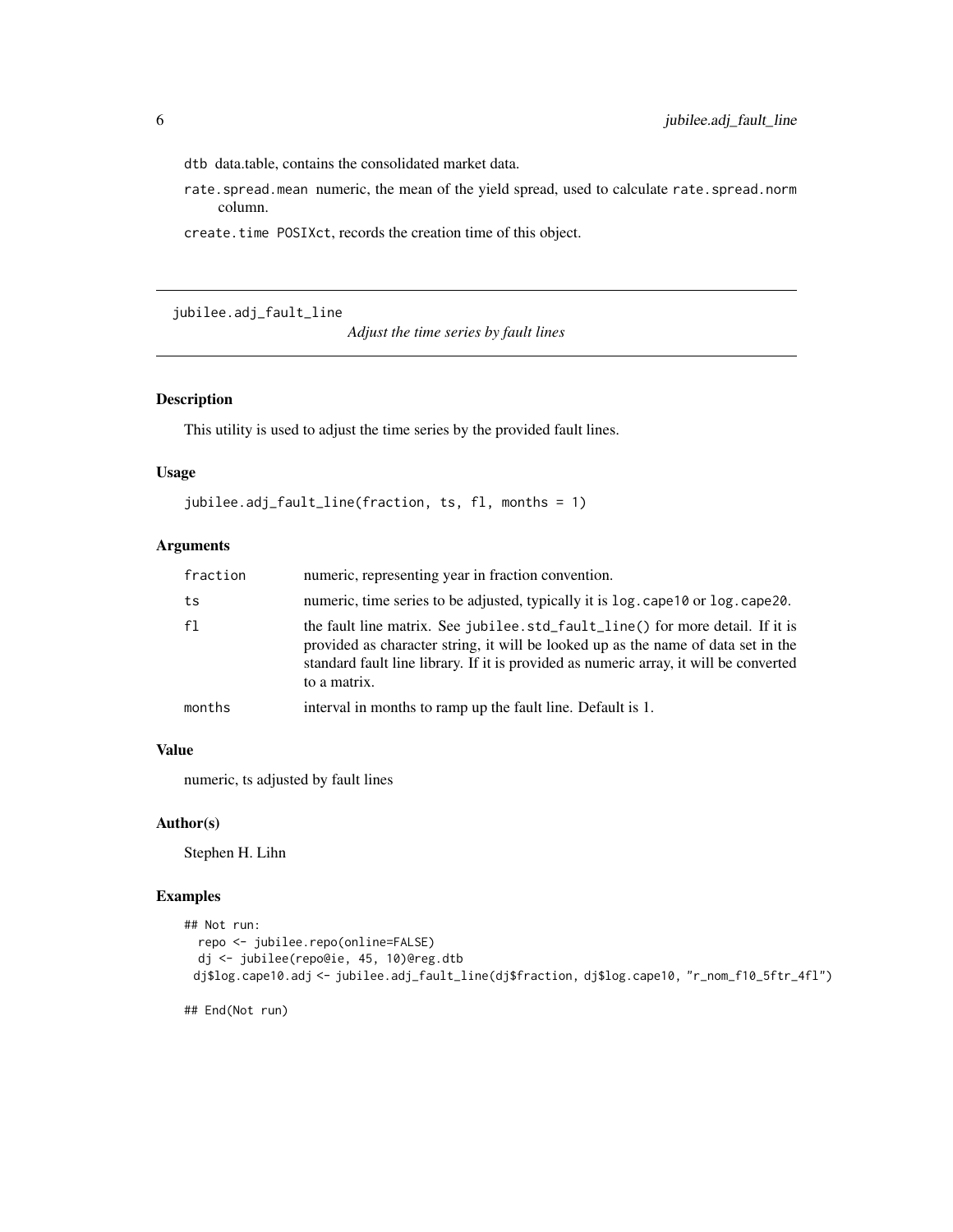dtb data.table, contains the consolidated market data.

rate.spread.mean numeric, the mean of the yield spread, used to calculate rate.spread.norm column.

create.time POSIXct, records the creation time of this object.

---

## jubilee.adj_fault_line

*Adjust the time series by fault lines*

### Description

This utility is used to adjust the time series by the provided fault lines.

### Usage

```
jubilee.adj_fault_line(fraction, ts, fl, months = 1)
```

### Arguments

| | |
|---|---|
| fraction | numeric, representing year in fraction convention. |
| ts | numeric, time series to be adjusted, typically it is log.cape10 or log.cape20. |
| fl | the fault line matrix. See jubilee.std_fault_line() for more detail. If it is provided as character string, it will be looked up as the name of data set in the standard fault line library. If it is provided as numeric array, it will be converted to a matrix. |
| months | interval in months to ramp up the fault line. Default is 1. |

### Value

numeric, ts adjusted by fault lines

### Author(s)

Stephen H. Lihn

### Examples

```
## Not run:
  repo <- jubilee.repo(online=FALSE)
  dj <- jubilee(repo@ie, 45, 10)@reg.dtb
 dj$log.cape10.adj <- jubilee.adj_fault_line(dj$fraction, dj$log.cape10, "r_nom_f10_5ftr_4fl")

## End(Not run)
```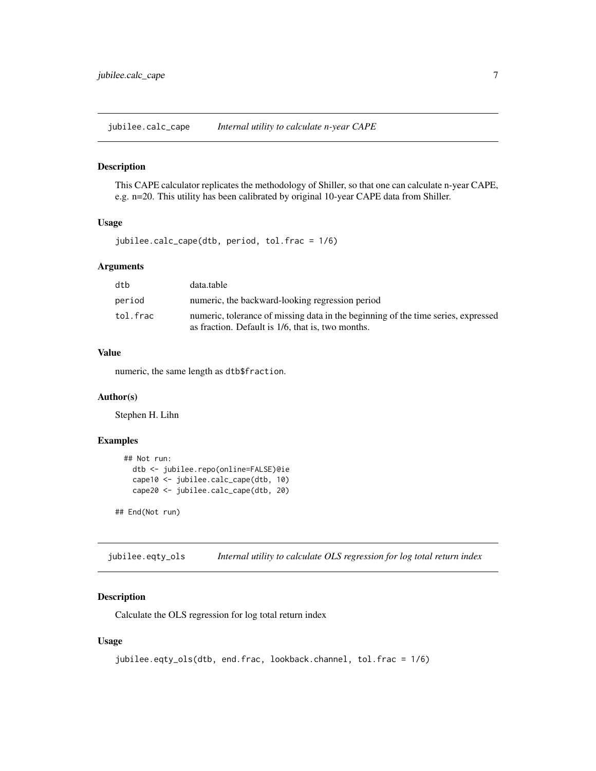## jubilee.calc_cape — *Internal utility to calculate n-year CAPE*

### Description

This CAPE calculator replicates the methodology of Shiller, so that one can calculate n-year CAPE, e.g. n=20. This utility has been calibrated by original 10-year CAPE data from Shiller.

### Usage

```
jubilee.calc_cape(dtb, period, tol.frac = 1/6)
```

### Arguments

| | |
|---|---|
| dtb | data.table |
| period | numeric, the backward-looking regression period |
| tol.frac | numeric, tolerance of missing data in the beginning of the time series, expressed as fraction. Default is 1/6, that is, two months. |

### Value

numeric, the same length as `dtb$fraction`.

### Author(s)

Stephen H. Lihn

### Examples

```
## Not run:
  dtb <- jubilee.repo(online=FALSE)@ie
  cape10 <- jubilee.calc_cape(dtb, 10)
  cape20 <- jubilee.calc_cape(dtb, 20)

## End(Not run)
```

## jubilee.eqty_ols — *Internal utility to calculate OLS regression for log total return index*

### Description

Calculate the OLS regression for log total return index

### Usage

```
jubilee.eqty_ols(dtb, end.frac, lookback.channel, tol.frac = 1/6)
```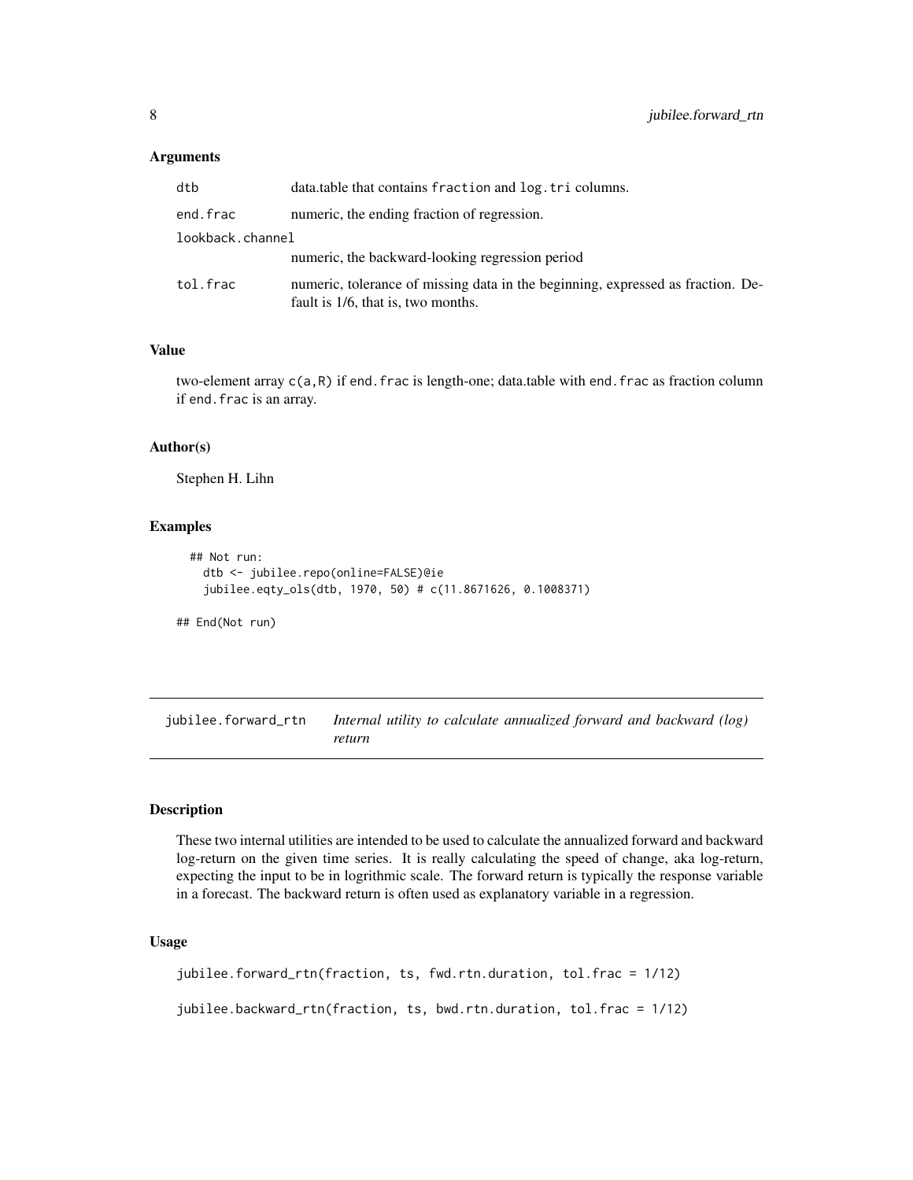### Arguments

| | |
|---|---|
| dtb | data.table that contains fraction and log.tri columns. |
| end.frac | numeric, the ending fraction of regression. |
| lookback.channel | numeric, the backward-looking regression period |
| tol.frac | numeric, tolerance of missing data in the beginning, expressed as fraction. Default is 1/6, that is, two months. |

### Value

two-element array c(a,R) if end.frac is length-one; data.table with end.frac as fraction column if end.frac is an array.

### Author(s)

Stephen H. Lihn

### Examples

```
## Not run:
  dtb <- jubilee.repo(online=FALSE)@ie
  jubilee.eqty_ols(dtb, 1970, 50) # c(11.8671626, 0.1008371)

## End(Not run)
```

---

## jubilee.forward_rtn — *Internal utility to calculate annualized forward and backward (log) return*

### Description

These two internal utilities are intended to be used to calculate the annualized forward and backward log-return on the given time series. It is really calculating the speed of change, aka log-return, expecting the input to be in logrithmic scale. The forward return is typically the response variable in a forecast. The backward return is often used as explanatory variable in a regression.

### Usage

```
jubilee.forward_rtn(fraction, ts, fwd.rtn.duration, tol.frac = 1/12)

jubilee.backward_rtn(fraction, ts, bwd.rtn.duration, tol.frac = 1/12)
```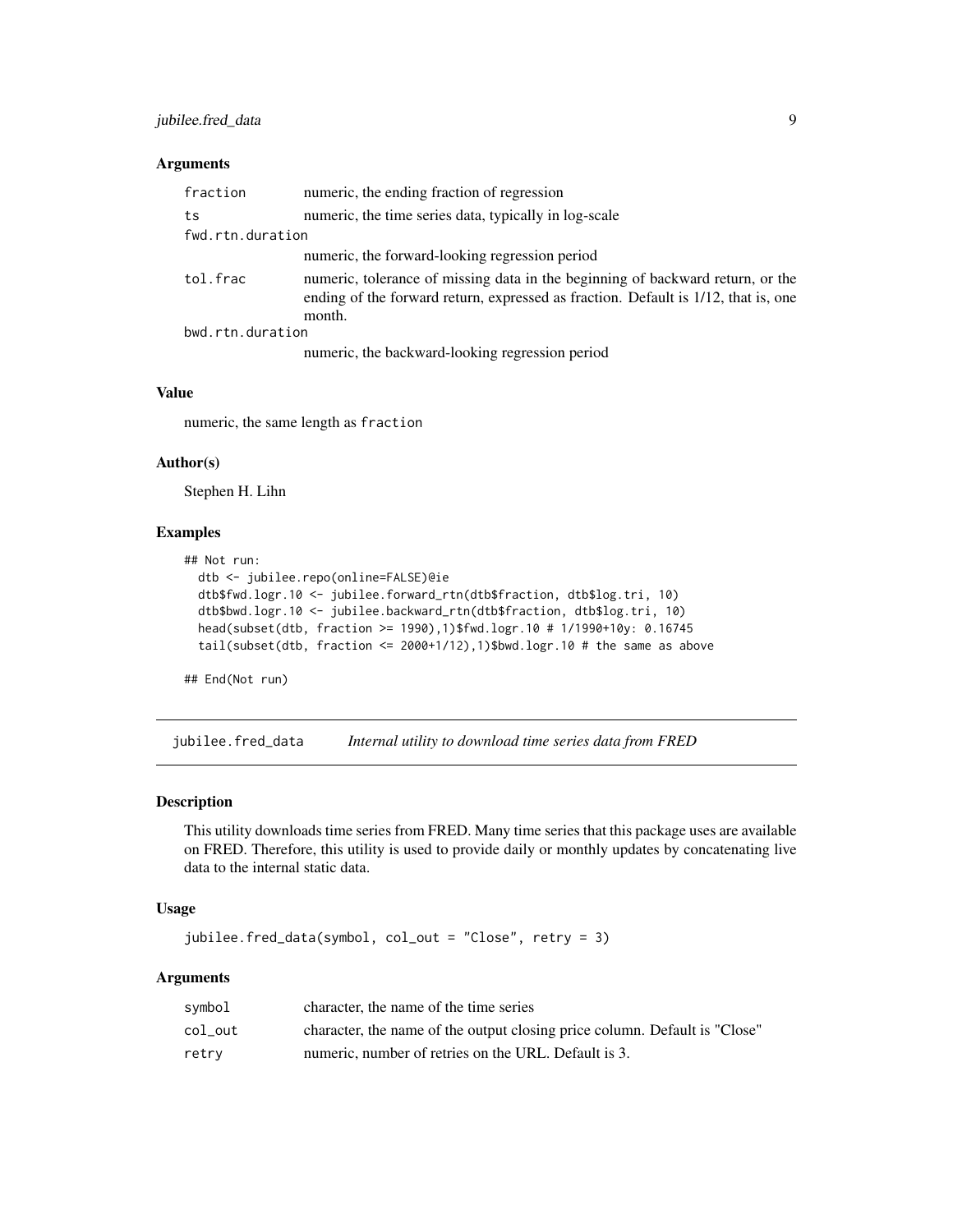### Arguments

| | |
|---|---|
| fraction | numeric, the ending fraction of regression |
| ts | numeric, the time series data, typically in log-scale |
| fwd.rtn.duration | numeric, the forward-looking regression period |
| tol.frac | numeric, tolerance of missing data in the beginning of backward return, or the ending of the forward return, expressed as fraction. Default is 1/12, that is, one month. |
| bwd.rtn.duration | numeric, the backward-looking regression period |

### Value

numeric, the same length as `fraction`

### Author(s)

Stephen H. Lihn

### Examples

```
## Not run:
  dtb <- jubilee.repo(online=FALSE)@ie
  dtb$fwd.logr.10 <- jubilee.forward_rtn(dtb$fraction, dtb$log.tri, 10)
  dtb$bwd.logr.10 <- jubilee.backward_rtn(dtb$fraction, dtb$log.tri, 10)
  head(subset(dtb, fraction >= 1990),1)$fwd.logr.10 # 1/1990+10y: 0.16745
  tail(subset(dtb, fraction <= 2000+1/12),1)$bwd.logr.10 # the same as above

## End(Not run)
```

---

## jubilee.fred_data *Internal utility to download time series data from FRED*

### Description

This utility downloads time series from FRED. Many time series that this package uses are available on FRED. Therefore, this utility is used to provide daily or monthly updates by concatenating live data to the internal static data.

### Usage

```
jubilee.fred_data(symbol, col_out = "Close", retry = 3)
```

### Arguments

| | |
|---|---|
| symbol | character, the name of the time series |
| col_out | character, the name of the output closing price column. Default is "Close" |
| retry | numeric, number of retries on the URL. Default is 3. |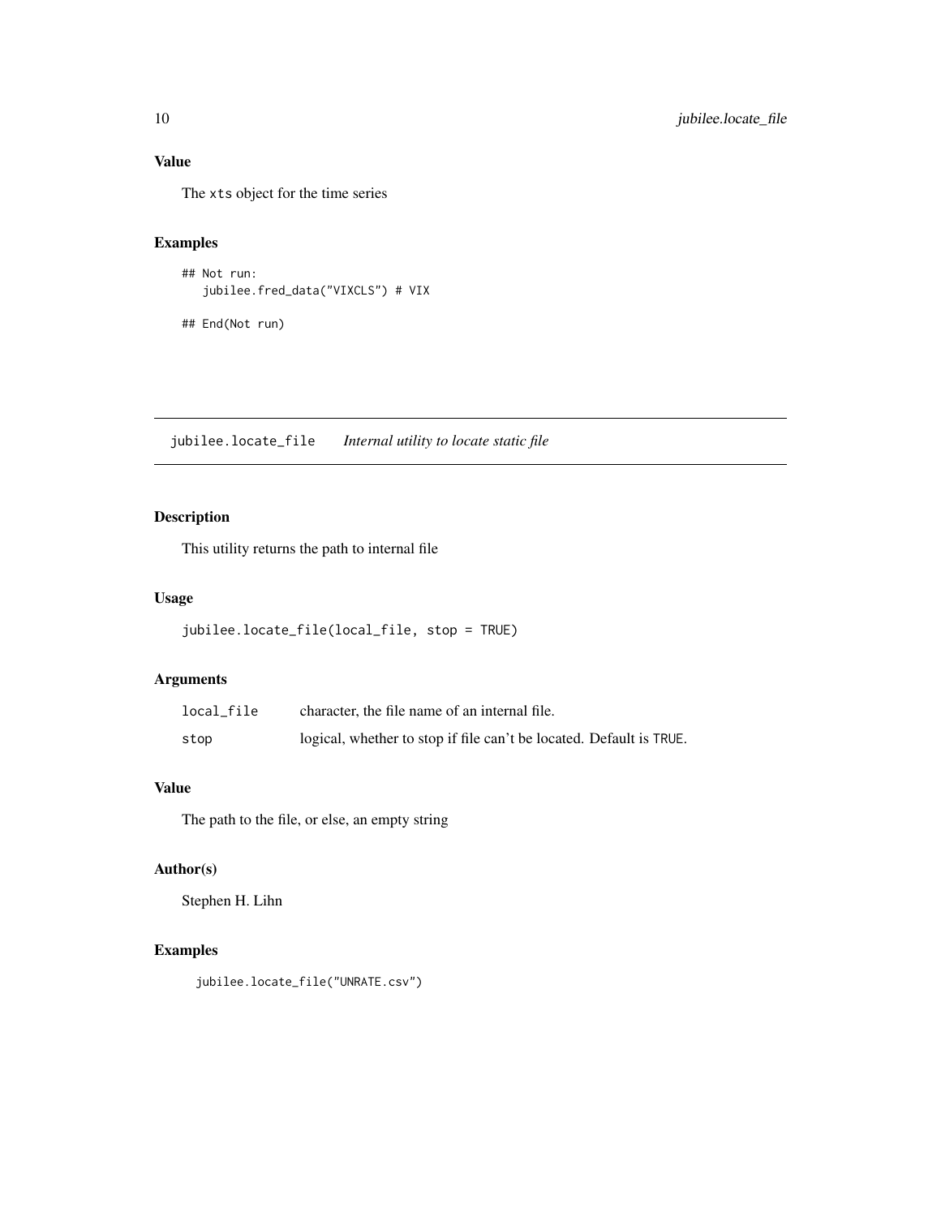## Value

The `xts` object for the time series

## Examples

```
## Not run:
   jubilee.fred_data("VIXCLS") # VIX

## End(Not run)
```

---

## jubilee.locate_file    *Internal utility to locate static file*

---

### Description

This utility returns the path to internal file

### Usage

```
jubilee.locate_file(local_file, stop = TRUE)
```

### Arguments

| | |
|---|---|
| `local_file` | character, the file name of an internal file. |
| `stop` | logical, whether to stop if file can't be located. Default is `TRUE`. |

### Value

The path to the file, or else, an empty string

### Author(s)

Stephen H. Lihn

### Examples

```
jubilee.locate_file("UNRATE.csv")
```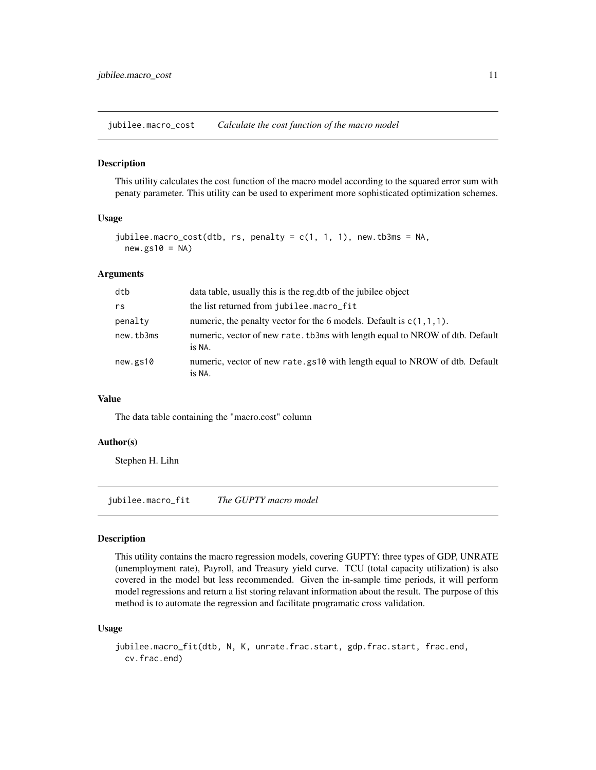## jubilee.macro_cost — *Calculate the cost function of the macro model*

### Description

This utility calculates the cost function of the macro model according to the squared error sum with penaty parameter. This utility can be used to experiment more sophisticated optimization schemes.

### Usage

```
jubilee.macro_cost(dtb, rs, penalty = c(1, 1, 1), new.tb3ms = NA,
  new.gs10 = NA)
```

### Arguments

| | |
|---|---|
| dtb | data table, usually this is the reg.dtb of the jubilee object |
| rs | the list returned from `jubilee.macro_fit` |
| penalty | numeric, the penalty vector for the 6 models. Default is `c(1,1,1)`. |
| new.tb3ms | numeric, vector of new `rate.tb3ms` with length equal to NROW of dtb. Default is `NA`. |
| new.gs10 | numeric, vector of new `rate.gs10` with length equal to NROW of dtb. Default is `NA`. |

### Value

The data table containing the "macro.cost" column

### Author(s)

Stephen H. Lihn

## jubilee.macro_fit — *The GUPTY macro model*

### Description

This utility contains the macro regression models, covering GUPTY: three types of GDP, UNRATE (unemployment rate), Payroll, and Treasury yield curve. TCU (total capacity utilization) is also covered in the model but less recommended. Given the in-sample time periods, it will perform model regressions and return a list storing relavant information about the result. The purpose of this method is to automate the regression and facilitate programatic cross validation.

### Usage

```
jubilee.macro_fit(dtb, N, K, unrate.frac.start, gdp.frac.start, frac.end,
  cv.frac.end)
```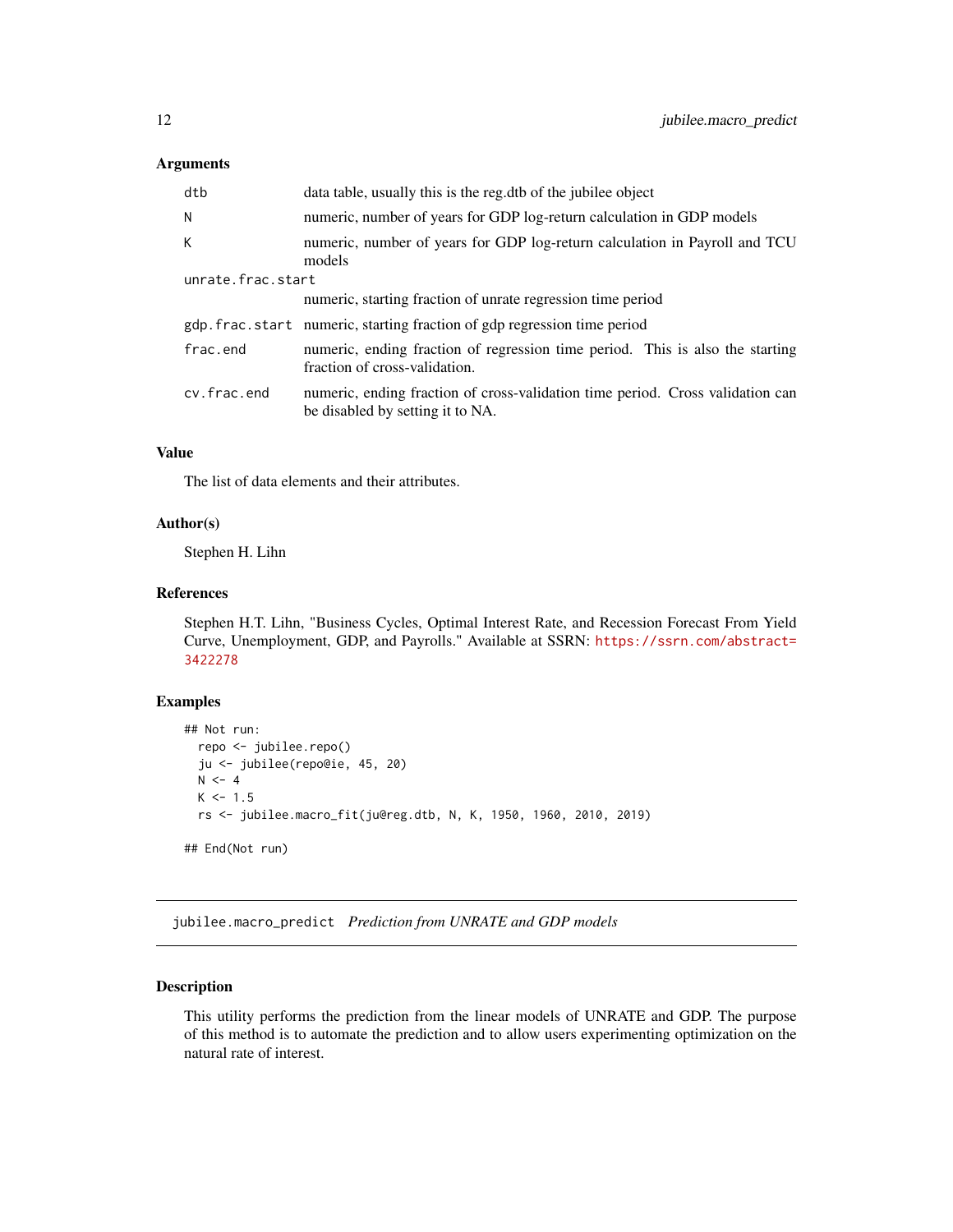### Arguments

| | |
|---|---|
| `dtb` | data table, usually this is the reg.dtb of the jubilee object |
| `N` | numeric, number of years for GDP log-return calculation in GDP models |
| `K` | numeric, number of years for GDP log-return calculation in Payroll and TCU models |
| `unrate.frac.start` | numeric, starting fraction of unrate regression time period |
| `gdp.frac.start` | numeric, starting fraction of gdp regression time period |
| `frac.end` | numeric, ending fraction of regression time period. This is also the starting fraction of cross-validation. |
| `cv.frac.end` | numeric, ending fraction of cross-validation time period. Cross validation can be disabled by setting it to NA. |

### Value

The list of data elements and their attributes.

### Author(s)

Stephen H. Lihn

### References

Stephen H.T. Lihn, "Business Cycles, Optimal Interest Rate, and Recession Forecast From Yield Curve, Unemployment, GDP, and Payrolls." Available at SSRN: https://ssrn.com/abstract=3422278

### Examples

```
## Not run:
  repo <- jubilee.repo()
  ju <- jubilee(repo@ie, 45, 20)
  N <- 4
  K <- 1.5
  rs <- jubilee.macro_fit(ju@reg.dtb, N, K, 1950, 1960, 2010, 2019)

## End(Not run)
```

## jubilee.macro_predict *Prediction from UNRATE and GDP models*

### Description

This utility performs the prediction from the linear models of UNRATE and GDP. The purpose of this method is to automate the prediction and to allow users experimenting optimization on the natural rate of interest.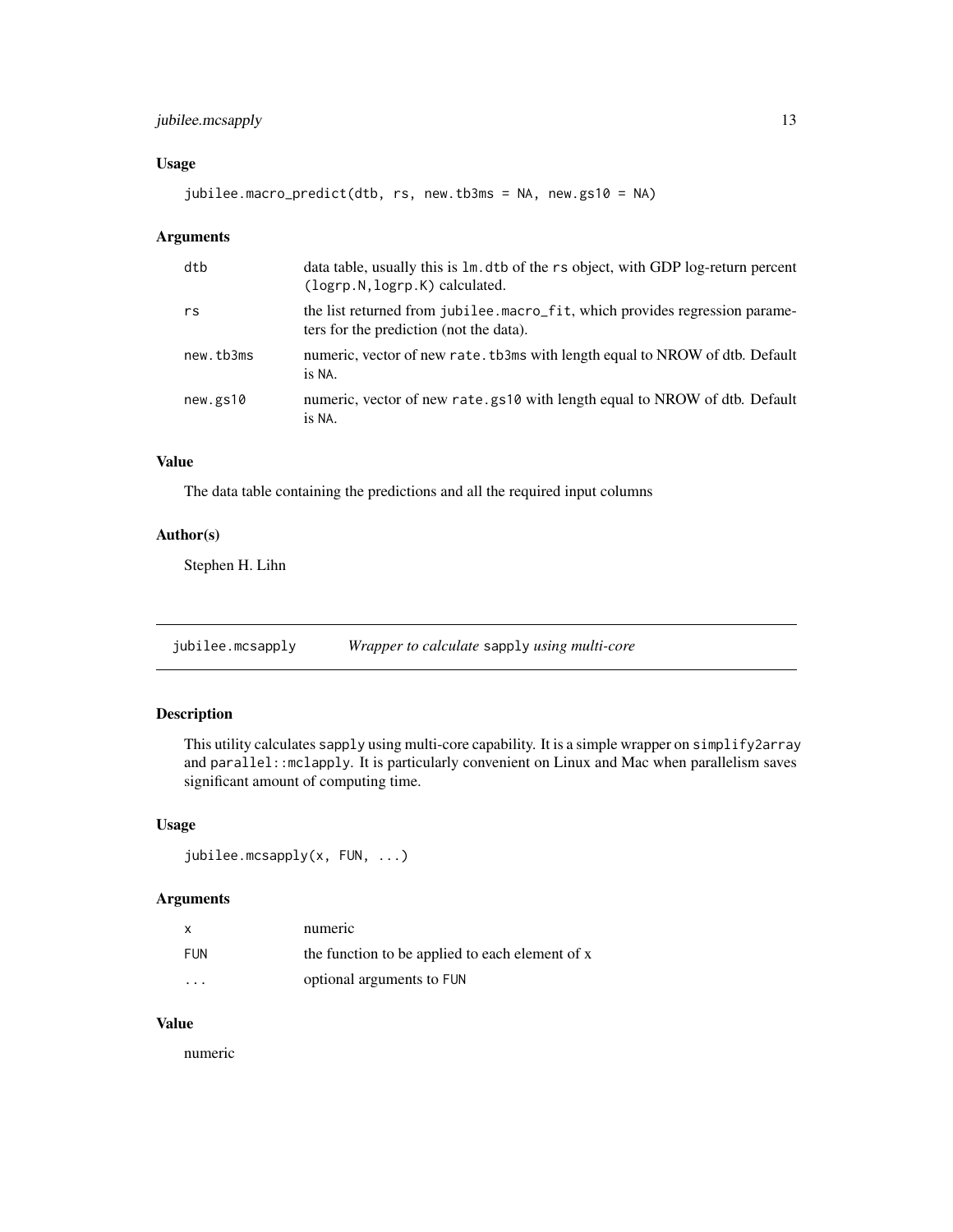## Usage

```
jubilee.macro_predict(dtb, rs, new.tb3ms = NA, new.gs10 = NA)
```

## Arguments

| | |
|---|---|
| dtb | data table, usually this is lm.dtb of the rs object, with GDP log-return percent (logrp.N,logrp.K) calculated. |
| rs | the list returned from jubilee.macro_fit, which provides regression parameters for the prediction (not the data). |
| new.tb3ms | numeric, vector of new rate.tb3ms with length equal to NROW of dtb. Default is NA. |
| new.gs10 | numeric, vector of new rate.gs10 with length equal to NROW of dtb. Default is NA. |

## Value

The data table containing the predictions and all the required input columns

## Author(s)

Stephen H. Lihn

---

# jubilee.mcsapply — *Wrapper to calculate* sapply *using multi-core*

## Description

This utility calculates sapply using multi-core capability. It is a simple wrapper on simplify2array and parallel::mclapply. It is particularly convenient on Linux and Mac when parallelism saves significant amount of computing time.

## Usage

```
jubilee.mcsapply(x, FUN, ...)
```

## Arguments

| | |
|---|---|
| x | numeric |
| FUN | the function to be applied to each element of x |
| ... | optional arguments to FUN |

## Value

numeric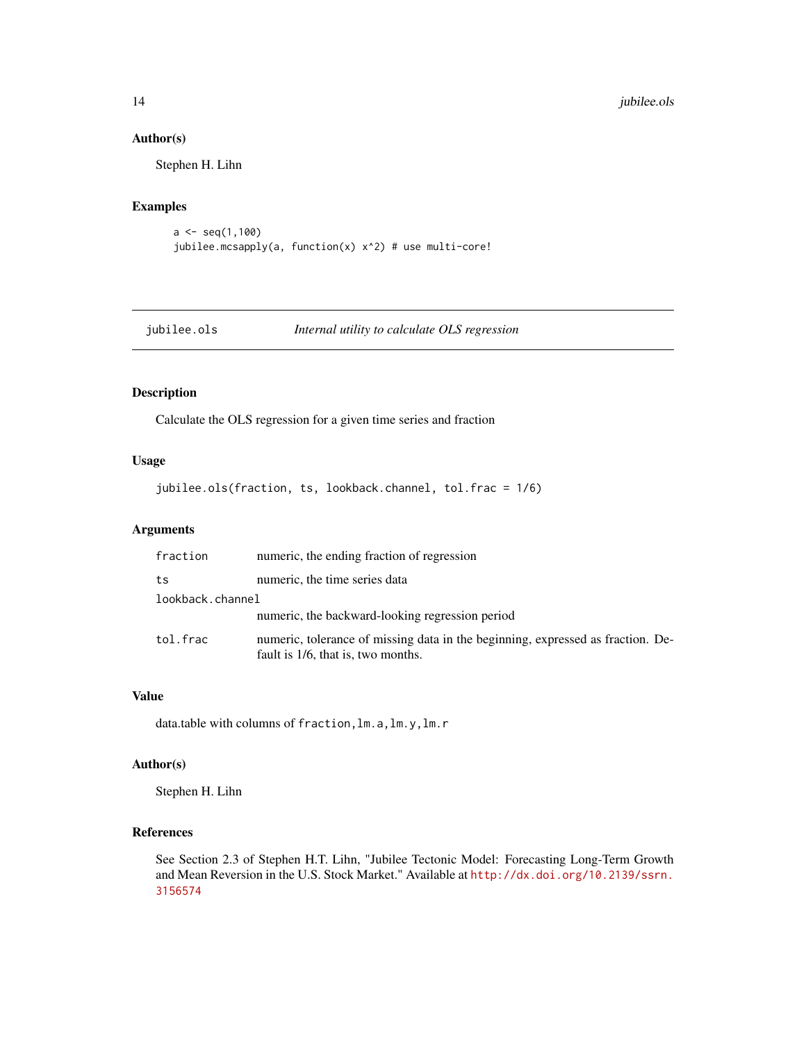## Author(s)

Stephen H. Lihn

## Examples

```
a <- seq(1,100)
jubilee.mcsapply(a, function(x) x^2) # use multi-core!
```

---

# jubilee.ols *Internal utility to calculate OLS regression*

---

## Description

Calculate the OLS regression for a given time series and fraction

## Usage

```
jubilee.ols(fraction, ts, lookback.channel, tol.frac = 1/6)
```

## Arguments

| | |
|---|---|
| fraction | numeric, the ending fraction of regression |
| ts | numeric, the time series data |
| lookback.channel | numeric, the backward-looking regression period |
| tol.frac | numeric, tolerance of missing data in the beginning, expressed as fraction. Default is 1/6, that is, two months. |

## Value

data.table with columns of `fraction,lm.a,lm.y,lm.r`

## Author(s)

Stephen H. Lihn

## References

See Section 2.3 of Stephen H.T. Lihn, "Jubilee Tectonic Model: Forecasting Long-Term Growth and Mean Reversion in the U.S. Stock Market." Available at http://dx.doi.org/10.2139/ssrn.3156574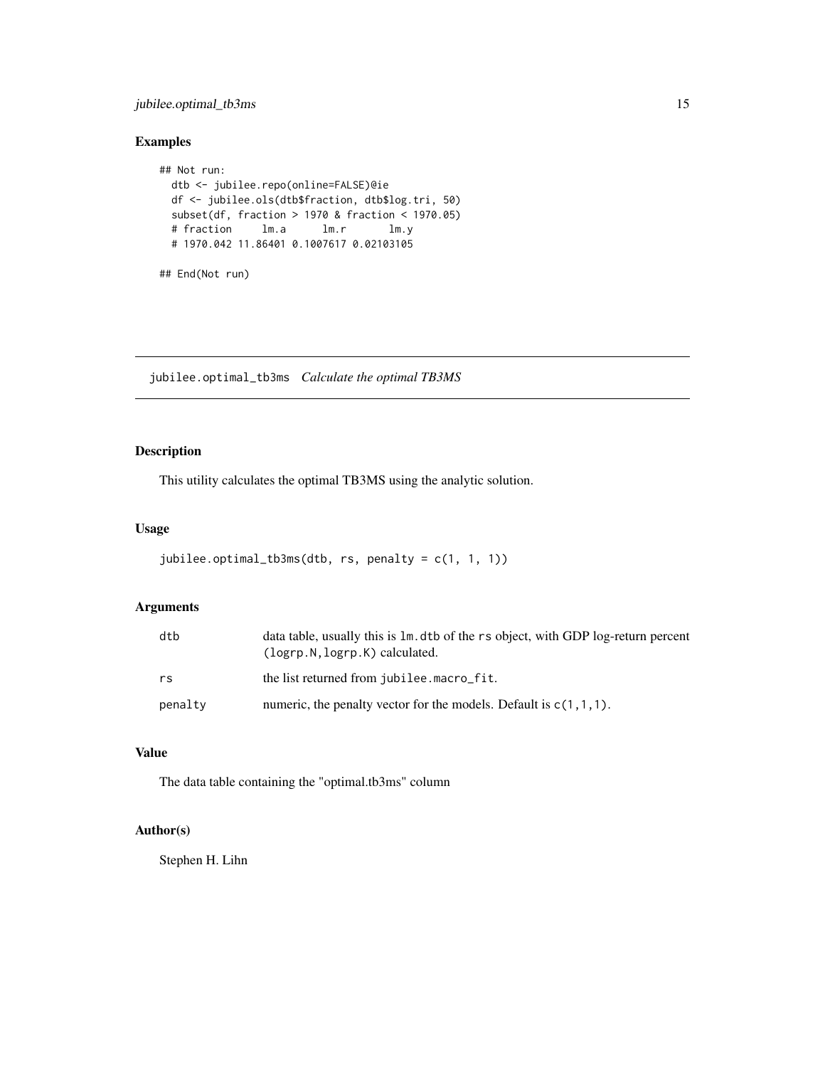## Examples

```
## Not run:
  dtb <- jubilee.repo(online=FALSE)@ie
  df <- jubilee.ols(dtb$fraction, dtb$log.tri, 50)
  subset(df, fraction > 1970 & fraction < 1970.05)
  # fraction     lm.a      lm.r       lm.y
  # 1970.042 11.86401 0.1007617 0.02103105

## End(Not run)
```

---

jubilee.optimal_tb3ms    *Calculate the optimal TB3MS*

---

## Description

This utility calculates the optimal TB3MS using the analytic solution.

## Usage

```
jubilee.optimal_tb3ms(dtb, rs, penalty = c(1, 1, 1))
```

## Arguments

| | |
|---|---|
| dtb | data table, usually this is `lm.dtb` of the `rs` object, with GDP log-return percent (`logrp.N,logrp.K`) calculated. |
| rs | the list returned from `jubilee.macro_fit`. |
| penalty | numeric, the penalty vector for the models. Default is `c(1,1,1)`. |

## Value

The data table containing the "optimal.tb3ms" column

## Author(s)

Stephen H. Lihn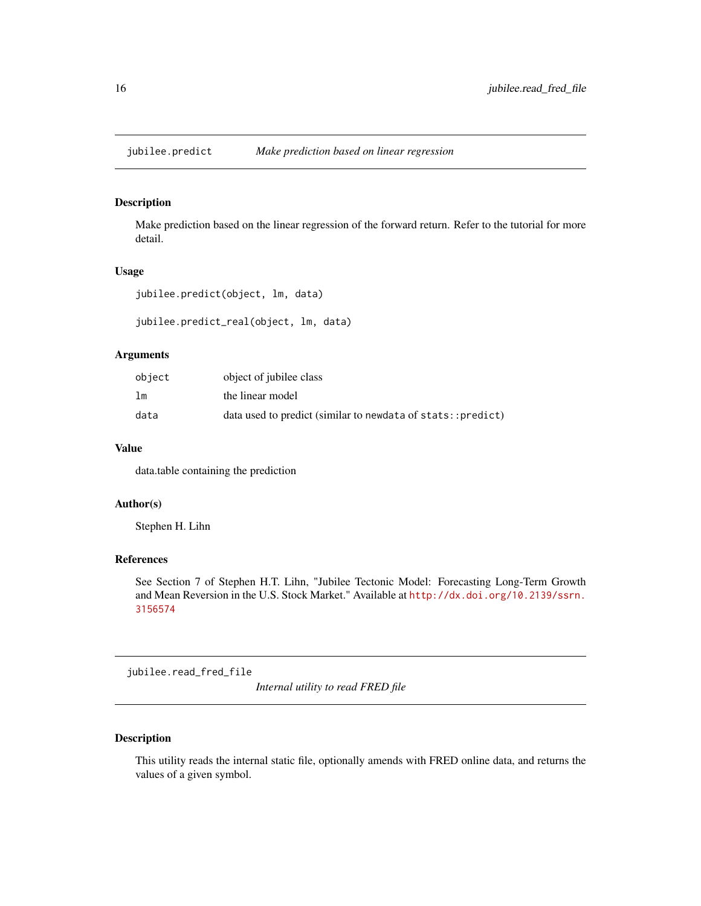## jubilee.predict — *Make prediction based on linear regression*

### Description

Make prediction based on the linear regression of the forward return. Refer to the tutorial for more detail.

### Usage

```
jubilee.predict(object, lm, data)

jubilee.predict_real(object, lm, data)
```

### Arguments

| | |
|---|---|
| `object` | object of jubilee class |
| `lm` | the linear model |
| `data` | data used to predict (similar to `newdata` of `stats::predict`) |

### Value

data.table containing the prediction

### Author(s)

Stephen H. Lihn

### References

See Section 7 of Stephen H.T. Lihn, "Jubilee Tectonic Model: Forecasting Long-Term Growth and Mean Reversion in the U.S. Stock Market." Available at http://dx.doi.org/10.2139/ssrn.3156574

## jubilee.read_fred_file — *Internal utility to read FRED file*

### Description

This utility reads the internal static file, optionally amends with FRED online data, and returns the values of a given symbol.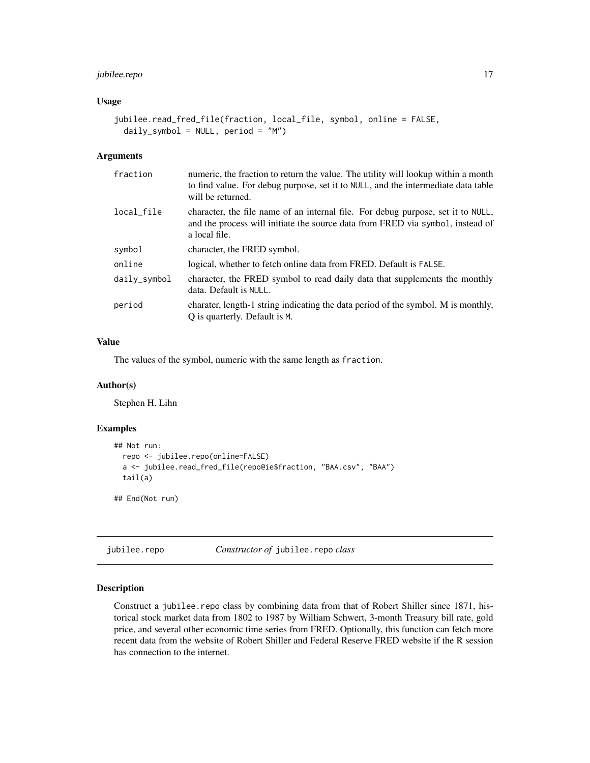### Usage

```
jubilee.read_fred_file(fraction, local_file, symbol, online = FALSE,
  daily_symbol = NULL, period = "M")
```

### Arguments

| | |
|---|---|
| fraction | numeric, the fraction to return the value. The utility will lookup within a month to find value. For debug purpose, set it to NULL, and the intermediate data table will be returned. |
| local_file | character, the file name of an internal file. For debug purpose, set it to NULL, and the process will initiate the source data from FRED via symbol, instead of a local file. |
| symbol | character, the FRED symbol. |
| online | logical, whether to fetch online data from FRED. Default is FALSE. |
| daily_symbol | character, the FRED symbol to read daily data that supplements the monthly data. Default is NULL. |
| period | charater, length-1 string indicating the data period of the symbol. M is monthly, Q is quarterly. Default is M. |

### Value

The values of the symbol, numeric with the same length as fraction.

### Author(s)

Stephen H. Lihn

### Examples

```
## Not run:
  repo <- jubilee.repo(online=FALSE)
  a <- jubilee.read_fred_file(repo@ie$fraction, "BAA.csv", "BAA")
  tail(a)

## End(Not run)
```

---

## jubilee.repo — *Constructor of* jubilee.repo *class*

### Description

Construct a jubilee.repo class by combining data from that of Robert Shiller since 1871, historical stock market data from 1802 to 1987 by William Schwert, 3-month Treasury bill rate, gold price, and several other economic time series from FRED. Optionally, this function can fetch more recent data from the website of Robert Shiller and Federal Reserve FRED website if the R session has connection to the internet.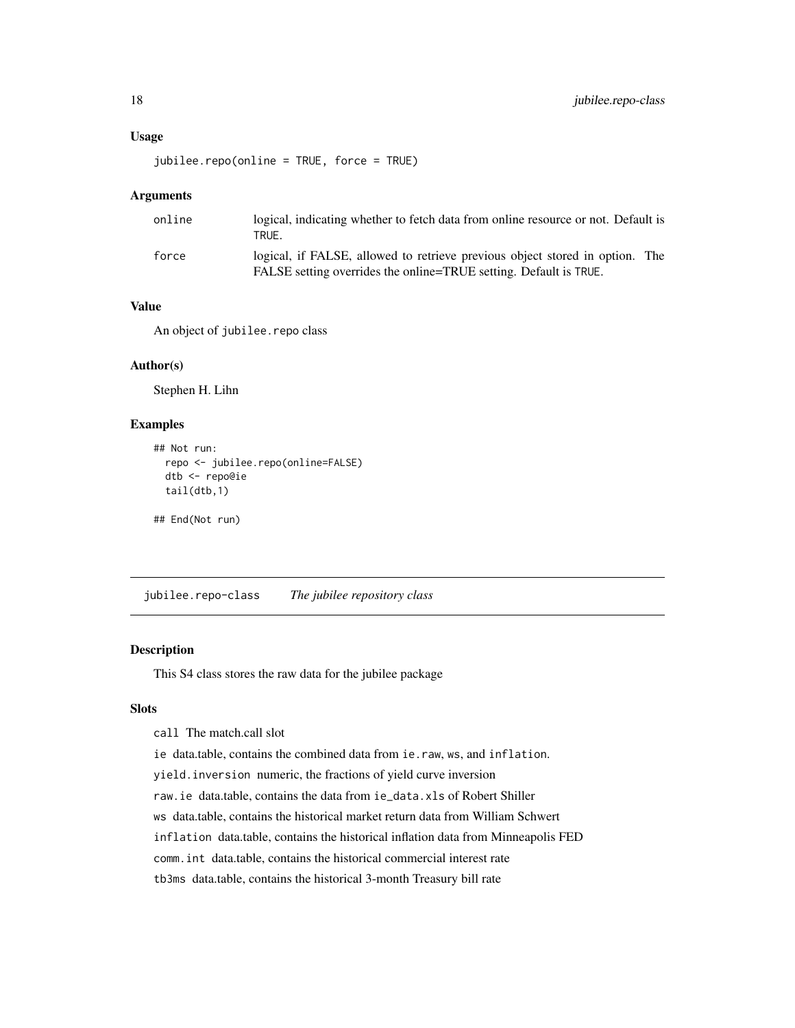### Usage

```
jubilee.repo(online = TRUE, force = TRUE)
```

### Arguments

| | |
|---|---|
| online | logical, indicating whether to fetch data from online resource or not. Default is TRUE. |
| force | logical, if FALSE, allowed to retrieve previous object stored in option. The FALSE setting overrides the online=TRUE setting. Default is TRUE. |

### Value

An object of `jubilee.repo` class

### Author(s)

Stephen H. Lihn

### Examples

```
## Not run:
  repo <- jubilee.repo(online=FALSE)
  dtb <- repo@ie
  tail(dtb,1)

## End(Not run)
```

---

## jubilee.repo-class *The jubilee repository class*

---

### Description

This S4 class stores the raw data for the jubilee package

### Slots

`call` The match.call slot

`ie` data.table, contains the combined data from `ie.raw`, `ws`, and `inflation`.

`yield.inversion` numeric, the fractions of yield curve inversion

`raw.ie` data.table, contains the data from `ie_data.xls` of Robert Shiller

`ws` data.table, contains the historical market return data from William Schwert

`inflation` data.table, contains the historical inflation data from Minneapolis FED

`comm.int` data.table, contains the historical commercial interest rate

`tb3ms` data.table, contains the historical 3-month Treasury bill rate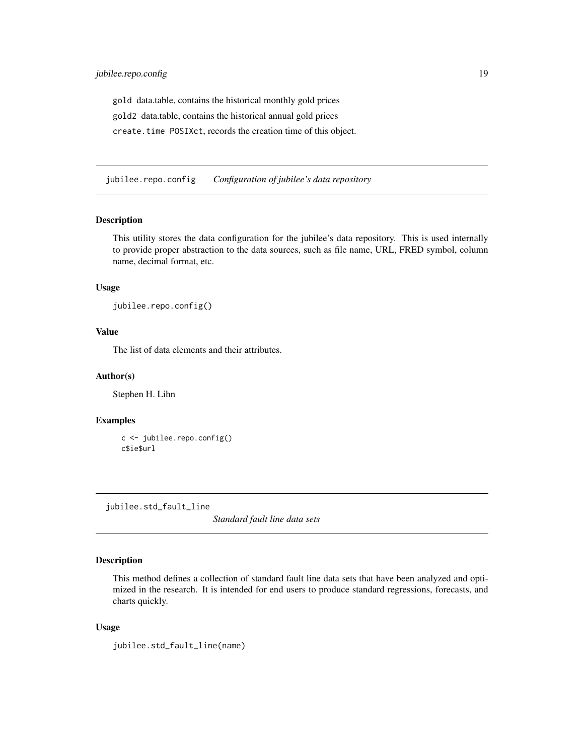gold data.table, contains the historical monthly gold prices

gold2 data.table, contains the historical annual gold prices

create.time POSIXct, records the creation time of this object.

## jubilee.repo.config *Configuration of jubilee's data repository*

### Description

This utility stores the data configuration for the jubilee's data repository. This is used internally to provide proper abstraction to the data sources, such as file name, URL, FRED symbol, column name, decimal format, etc.

### Usage

```
jubilee.repo.config()
```

### Value

The list of data elements and their attributes.

### Author(s)

Stephen H. Lihn

### Examples

```
c <- jubilee.repo.config()
c$ie$url
```

## jubilee.std_fault_line *Standard fault line data sets*

### Description

This method defines a collection of standard fault line data sets that have been analyzed and optimized in the research. It is intended for end users to produce standard regressions, forecasts, and charts quickly.

### Usage

```
jubilee.std_fault_line(name)
```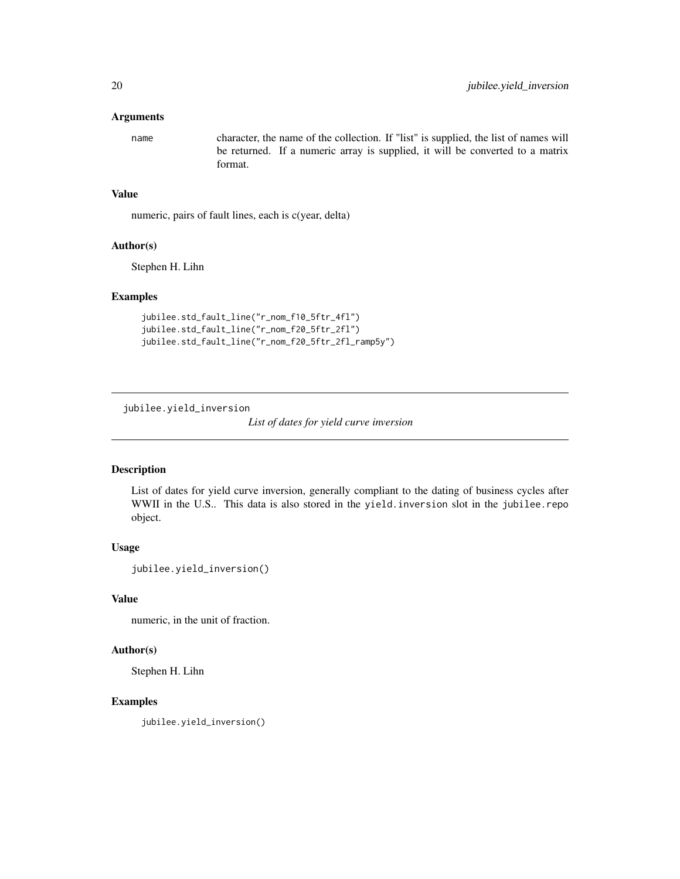### Arguments

| | |
|---|---|
| name | character, the name of the collection. If "list" is supplied, the list of names will be returned. If a numeric array is supplied, it will be converted to a matrix format. |

### Value

numeric, pairs of fault lines, each is c(year, delta)

### Author(s)

Stephen H. Lihn

### Examples

```
jubilee.std_fault_line("r_nom_f10_5ftr_4fl")
jubilee.std_fault_line("r_nom_f20_5ftr_2fl")
jubilee.std_fault_line("r_nom_f20_5ftr_2fl_ramp5y")
```

---

## jubilee.yield_inversion

*List of dates for yield curve inversion*

---

### Description

List of dates for yield curve inversion, generally compliant to the dating of business cycles after WWII in the U.S.. This data is also stored in the `yield.inversion` slot in the `jubilee.repo` object.

### Usage

```
jubilee.yield_inversion()
```

### Value

numeric, in the unit of fraction.

### Author(s)

Stephen H. Lihn

### Examples

```
jubilee.yield_inversion()
```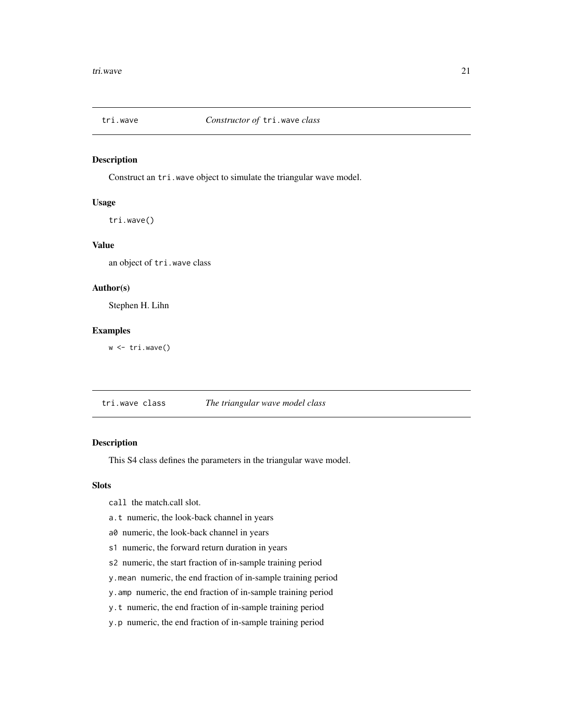## tri.wave — *Constructor of* `tri.wave` *class*

### Description

Construct an `tri.wave` object to simulate the triangular wave model.

### Usage

```
tri.wave()
```

### Value

an object of `tri.wave` class

### Author(s)

Stephen H. Lihn

### Examples

```
w <- tri.wave()
```

## tri.wave class — *The triangular wave model class*

### Description

This S4 class defines the parameters in the triangular wave model.

### Slots

`call` the match.call slot.

`a.t` numeric, the look-back channel in years

`a0` numeric, the look-back channel in years

`s1` numeric, the forward return duration in years

`s2` numeric, the start fraction of in-sample training period

`y.mean` numeric, the end fraction of in-sample training period

`y.amp` numeric, the end fraction of in-sample training period

`y.t` numeric, the end fraction of in-sample training period

`y.p` numeric, the end fraction of in-sample training period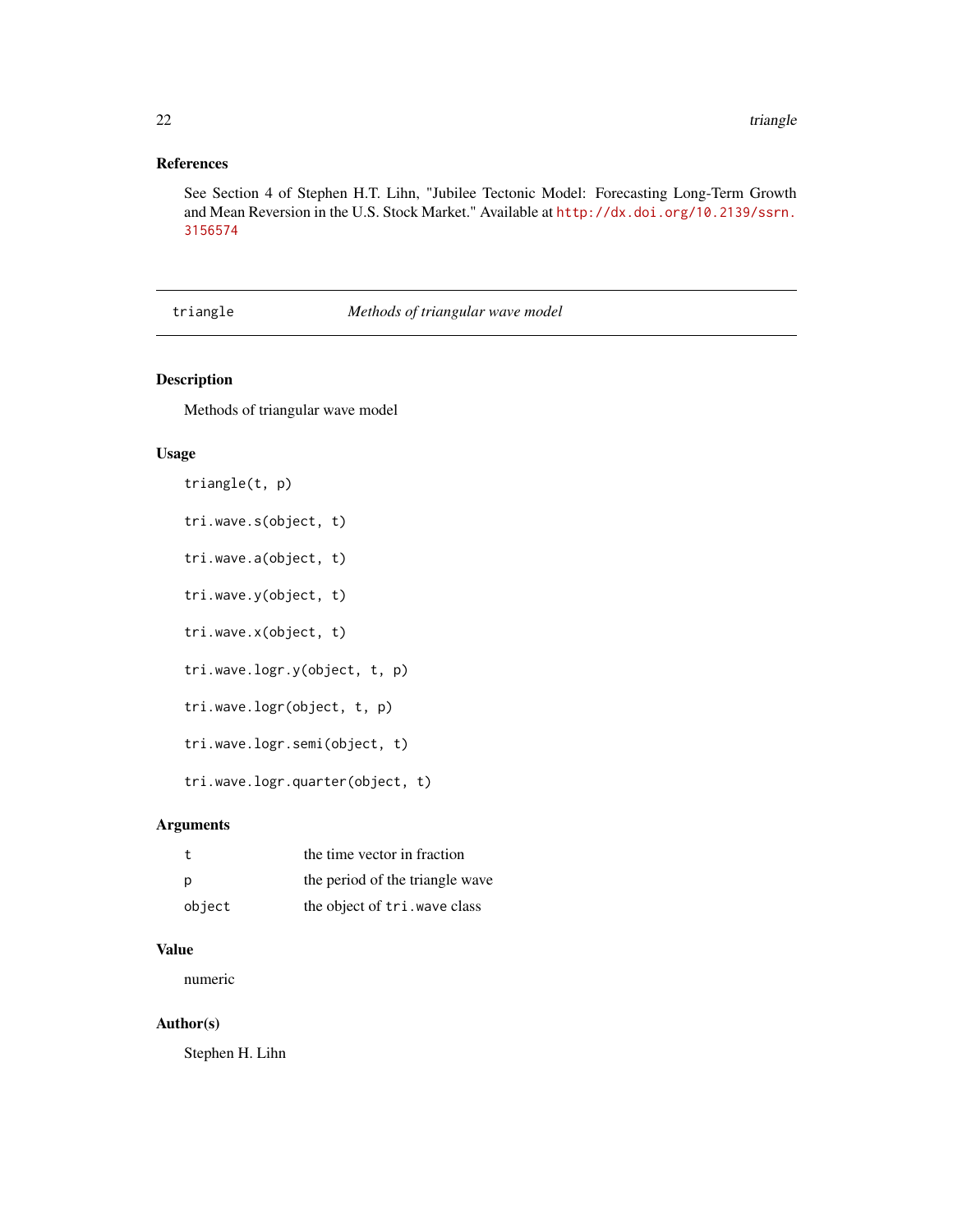### References

See Section 4 of Stephen H.T. Lihn, "Jubilee Tectonic Model: Forecasting Long-Term Growth and Mean Reversion in the U.S. Stock Market." Available at http://dx.doi.org/10.2139/ssrn.3156574

---

## triangle — *Methods of triangular wave model*

---

### Description

Methods of triangular wave model

### Usage

```
triangle(t, p)

tri.wave.s(object, t)

tri.wave.a(object, t)

tri.wave.y(object, t)

tri.wave.x(object, t)

tri.wave.logr.y(object, t, p)

tri.wave.logr(object, t, p)

tri.wave.logr.semi(object, t)

tri.wave.logr.quarter(object, t)
```

### Arguments

| | |
|---|---|
| `t` | the time vector in fraction |
| `p` | the period of the triangle wave |
| `object` | the object of `tri.wave` class |

### Value

numeric

### Author(s)

Stephen H. Lihn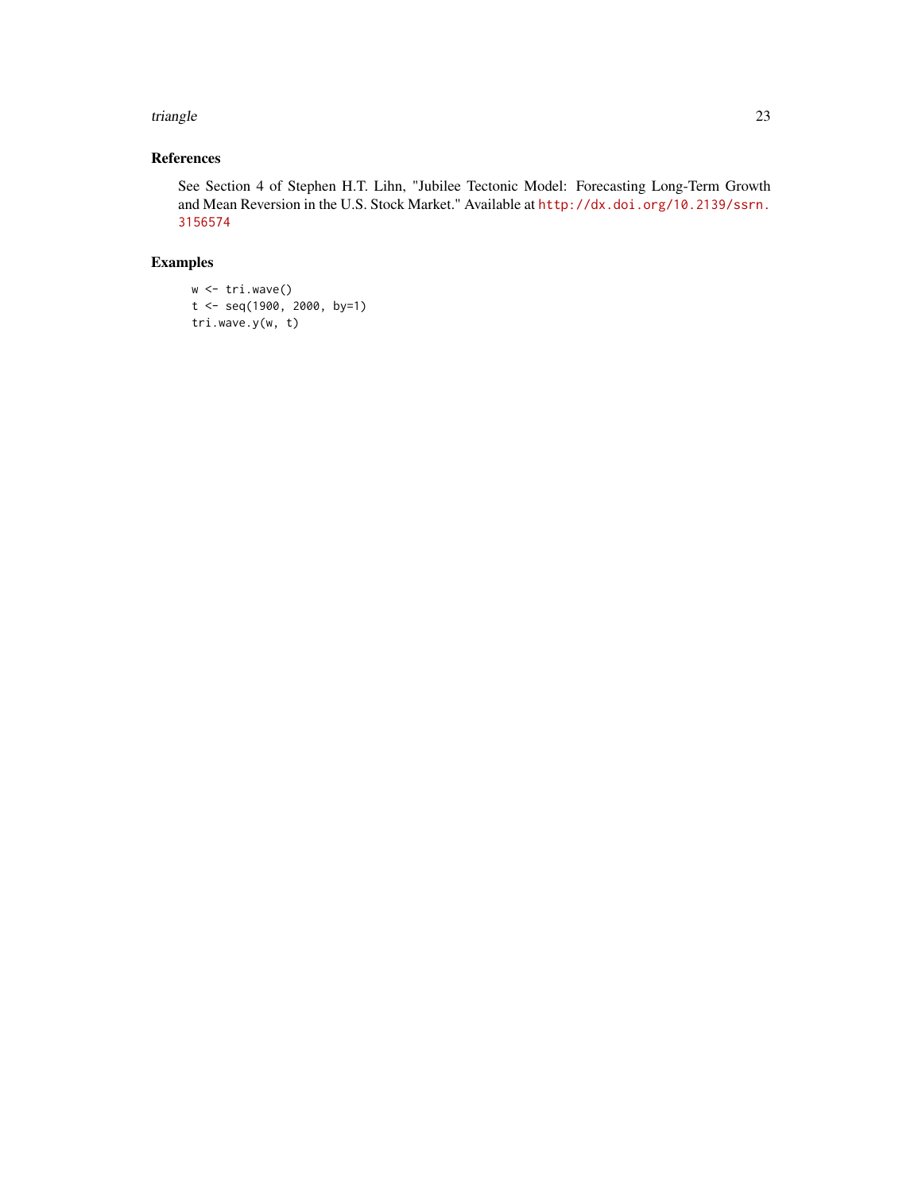## References

See Section 4 of Stephen H.T. Lihn, "Jubilee Tectonic Model: Forecasting Long-Term Growth and Mean Reversion in the U.S. Stock Market." Available at http://dx.doi.org/10.2139/ssrn.3156574

## Examples

```
w <- tri.wave()
t <- seq(1900, 2000, by=1)
tri.wave.y(w, t)
```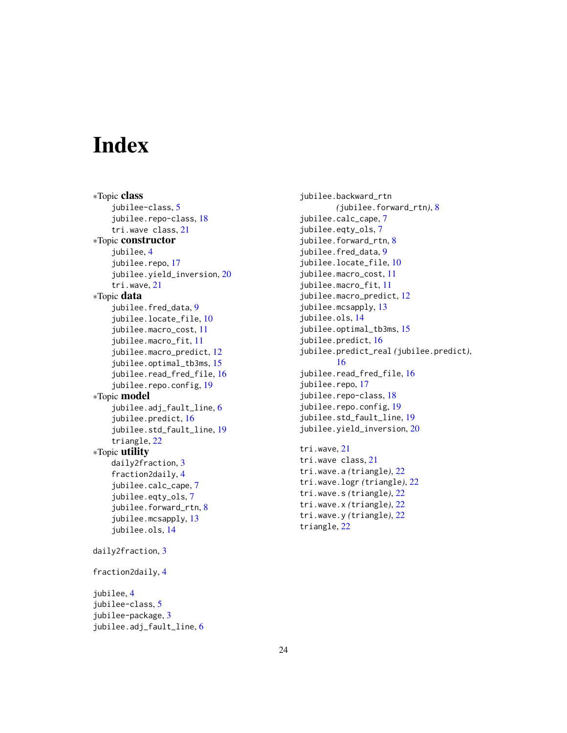# Index

*Topic **class**
- jubilee-class, 5
- jubilee.repo-class, 18
- tri.wave class, 21

*Topic **constructor**
- jubilee, 4
- jubilee.repo, 17
- jubilee.yield_inversion, 20
- tri.wave, 21

*Topic **data**
- jubilee.fred_data, 9
- jubilee.locate_file, 10
- jubilee.macro_cost, 11
- jubilee.macro_fit, 11
- jubilee.macro_predict, 12
- jubilee.optimal_tb3ms, 15
- jubilee.read_fred_file, 16
- jubilee.repo.config, 19

*Topic **model**
- jubilee.adj_fault_line, 6
- jubilee.predict, 16
- jubilee.std_fault_line, 19
- triangle, 22

*Topic **utility**
- daily2fraction, 3
- fraction2daily, 4
- jubilee.calc_cape, 7
- jubilee.eqty_ols, 7
- jubilee.forward_rtn, 8
- jubilee.mcsapply, 13
- jubilee.ols, 14

daily2fraction, 3

fraction2daily, 4

jubilee, 4
jubilee-class, 5
jubilee-package, 3
jubilee.adj_fault_line, 6
jubilee.backward_rtn *(jubilee.forward_rtn)*, 8
jubilee.calc_cape, 7
jubilee.eqty_ols, 7
jubilee.forward_rtn, 8
jubilee.fred_data, 9
jubilee.locate_file, 10
jubilee.macro_cost, 11
jubilee.macro_fit, 11
jubilee.macro_predict, 12
jubilee.mcsapply, 13
jubilee.ols, 14
jubilee.optimal_tb3ms, 15
jubilee.predict, 16
jubilee.predict_real *(jubilee.predict)*, 16
jubilee.read_fred_file, 16
jubilee.repo, 17
jubilee.repo-class, 18
jubilee.repo.config, 19
jubilee.std_fault_line, 19
jubilee.yield_inversion, 20

tri.wave, 21
tri.wave class, 21
tri.wave.a *(triangle)*, 22
tri.wave.logr *(triangle)*, 22
tri.wave.s *(triangle)*, 22
tri.wave.x *(triangle)*, 22
tri.wave.y *(triangle)*, 22
triangle, 22